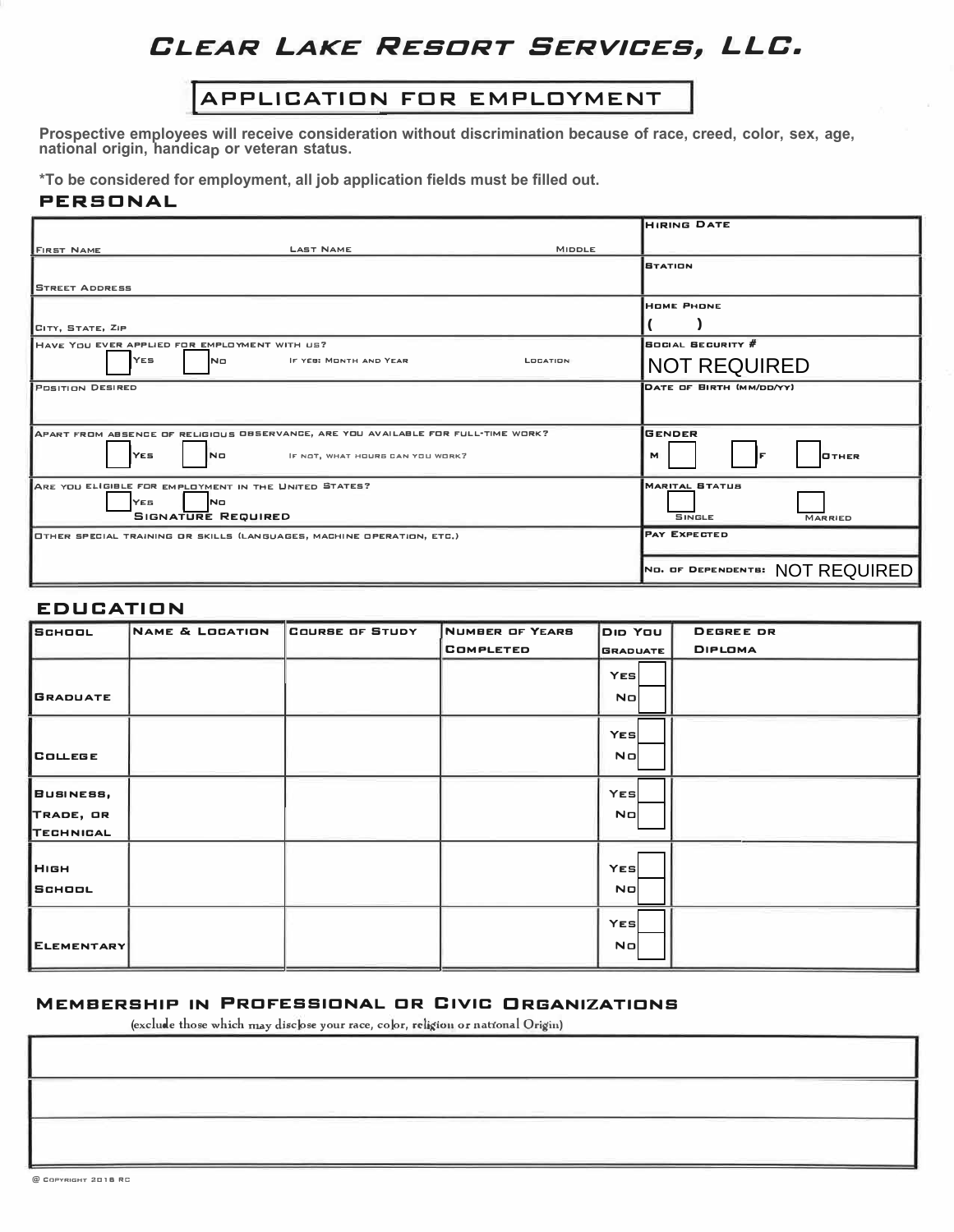# CLEAR LAKE RESORT SERVICES, LLC.

## APPLICATION FOR EMPLOYMENT

**Prospective employees will receive consideration without discrimination because of race, creed, color, sex, age, national origin, handicap or veteran status.**

**\*To be considered for employment, all job application fields must be filled out.**

## PERSONAL

| | |
|---|---|
| FIRST NAME LAST NAME MIDDLE | HIRING DATE |
| STREET ADDRESS | STATION |
| CITY, STATE, ZIP | HOME PHONE ( ) |
| HAVE YOU EVER APPLIED FOR EMPLOYMENT WITH US? ☐ YES ☐ NO IF YES: MONTH AND YEAR LOCATION | SOCIAL SECURITY # NOT REQUIRED |
| POSITION DESIRED | DATE OF BIRTH (MM/DD/YY) |
| APART FROM ABSENCE OF RELIGIOUS OBSERVANCE, ARE YOU AVAILABLE FOR FULL-TIME WORK? ☐ YES ☐ NO IF NOT, WHAT HOURS CAN YOU WORK? | GENDER M ☐ ☐ F ☐ OTHER |
| ARE YOU ELIGIBLE FOR EMPLOYMENT IN THE UNITED STATES? ☐ YES ☐ NO SIGNATURE REQUIRED | MARITAL STATUS ☐ SINGLE ☐ MARRIED |
| OTHER SPECIAL TRAINING OR SKILLS (LANGUAGES, MACHINE OPERATION, ETC.) | PAY EXPECTED |
| | NO. OF DEPENDENTS: NOT REQUIRED |

## EDUCATION

| SCHOOL | NAME & LOCATION | COURSE OF STUDY | NUMBER OF YEARS COMPLETED | DID YOU GRADUATE | DEGREE OR DIPLOMA |
|---|---|---|---|---|---|
| GRADUATE | | | | YES ☐ NO ☐ | |
| COLLEGE | | | | YES ☐ NO ☐ | |
| BUSINESS, TRADE, OR TECHNICAL | | | | YES ☐ NO ☐ | |
| HIGH SCHOOL | | | | YES ☐ NO ☐ | |
| ELEMENTARY | | | | YES ☐ NO ☐ | |

## MEMBERSHIP IN PROFESSIONAL OR CIVIC ORGANIZATIONS

(exclude those which may disclose your race, color, religion or national Origin)

| |
|---|
| |
| |
| |

@ COPYRIGHT 2016 RC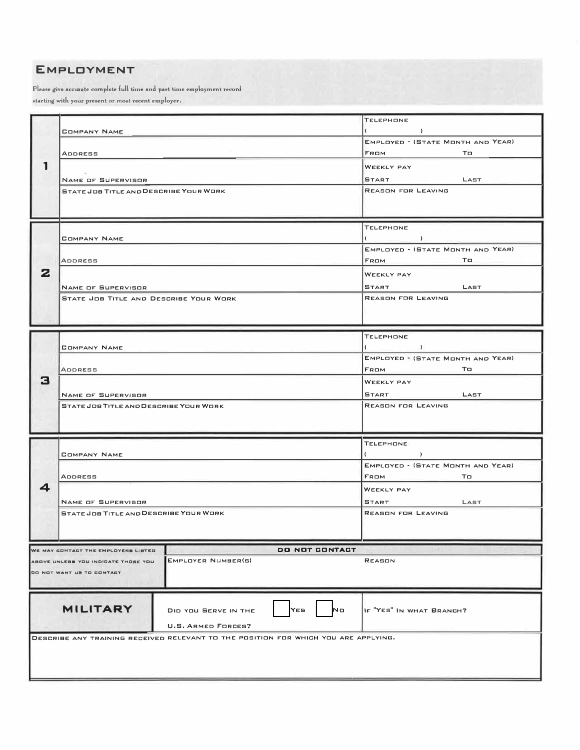## Employment

Please give accurate complete full time and part time employment record starting with your present or most recent employer.

| | | |
|---|---|---|
| **1** | Company Name | Telephone ( ) |
| | Address | Employed - (State Month and Year) From To |
| | Name of Supervisor | Weekly Pay Start Last |
| | State Job Title and Describe Your Work | Reason for Leaving |

| | | |
|---|---|---|
| **2** | Company Name | Telephone ( ) |
| | Address | Employed - (State Month and Year) From To |
| | Name of Supervisor | Weekly Pay Start Last |
| | State Job Title and Describe Your Work | Reason for Leaving |

| | | |
|---|---|---|
| **3** | Company Name | Telephone ( ) |
| | Address | Employed - (State Month and Year) From To |
| | Name of Supervisor | Weekly Pay Start Last |
| | State Job Title and Describe Your Work | Reason for Leaving |

| | | |
|---|---|---|
| **4** | Company Name | Telephone ( ) |
| | Address | Employed - (State Month and Year) From To |
| | Name of Supervisor | Weekly Pay Start Last |
| | State Job Title and Describe Your Work | Reason for Leaving |

| | Do Not Contact | |
|---|---|---|
| We may contact the employers listed above unless you indicate those you do not want us to contact | Employer Number(s) | Reason |

| | | |
|---|---|---|
| **Military** | Did you serve in the U.S. Armed Forces? ☐ Yes ☐ No | If "Yes" in what Branch? |

Describe any training received relevant to the position for which you are applying.